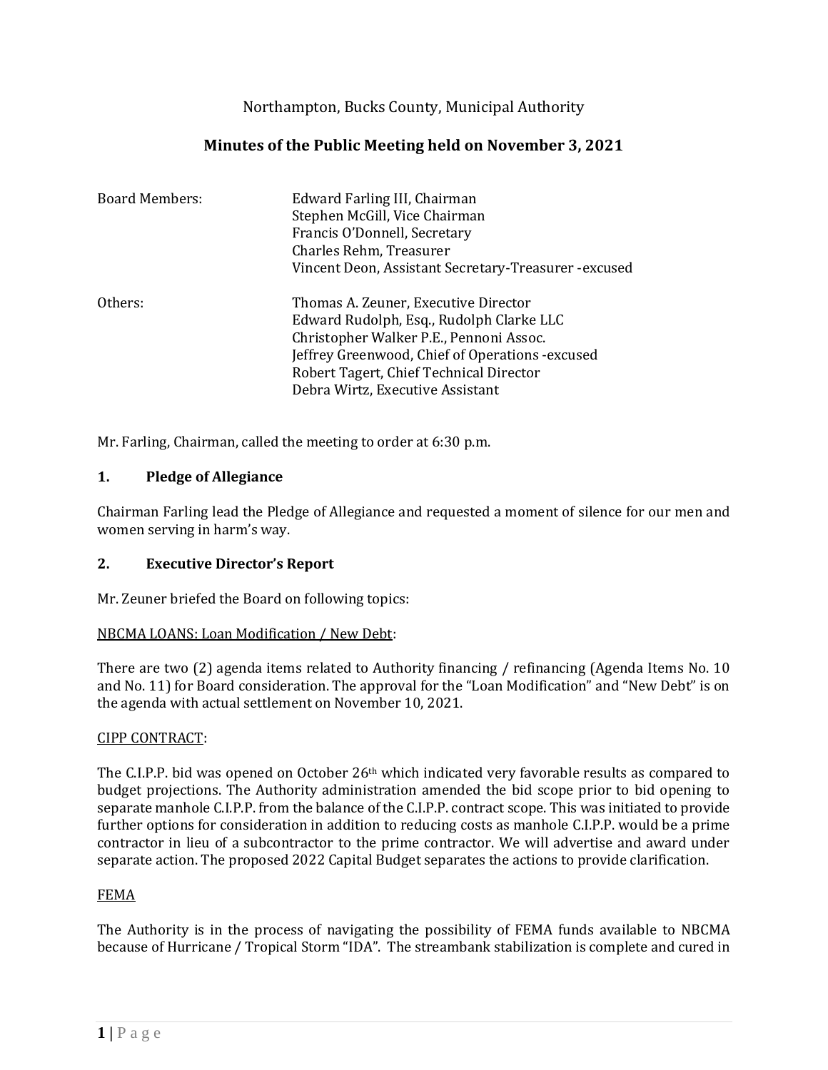Northampton, Bucks County, Municipal Authority

# Minutes of the Public Meeting held on November 3, 2021

| | |
|---|---|
| Board Members: | Edward Farling III, Chairman |
| | Stephen McGill, Vice Chairman |
| | Francis O'Donnell, Secretary |
| | Charles Rehm, Treasurer |
| | Vincent Deon, Assistant Secretary-Treasurer -excused |
| Others: | Thomas A. Zeuner, Executive Director |
| | Edward Rudolph, Esq., Rudolph Clarke LLC |
| | Christopher Walker P.E., Pennoni Assoc. |
| | Jeffrey Greenwood, Chief of Operations -excused |
| | Robert Tagert, Chief Technical Director |
| | Debra Wirtz, Executive Assistant |

Mr. Farling, Chairman, called the meeting to order at 6:30 p.m.

## 1. Pledge of Allegiance

Chairman Farling lead the Pledge of Allegiance and requested a moment of silence for our men and women serving in harm's way.

## 2. Executive Director's Report

Mr. Zeuner briefed the Board on following topics:

NBCMA LOANS: Loan Modification / New Debt:

There are two (2) agenda items related to Authority financing / refinancing (Agenda Items No. 10 and No. 11) for Board consideration. The approval for the "Loan Modification" and "New Debt" is on the agenda with actual settlement on November 10, 2021.

CIPP CONTRACT:

The C.I.P.P. bid was opened on October 26th which indicated very favorable results as compared to budget projections. The Authority administration amended the bid scope prior to bid opening to separate manhole C.I.P.P. from the balance of the C.I.P.P. contract scope. This was initiated to provide further options for consideration in addition to reducing costs as manhole C.I.P.P. would be a prime contractor in lieu of a subcontractor to the prime contractor. We will advertise and award under separate action. The proposed 2022 Capital Budget separates the actions to provide clarification.

FEMA

The Authority is in the process of navigating the possibility of FEMA funds available to NBCMA because of Hurricane / Tropical Storm "IDA". The streambank stabilization is complete and cured in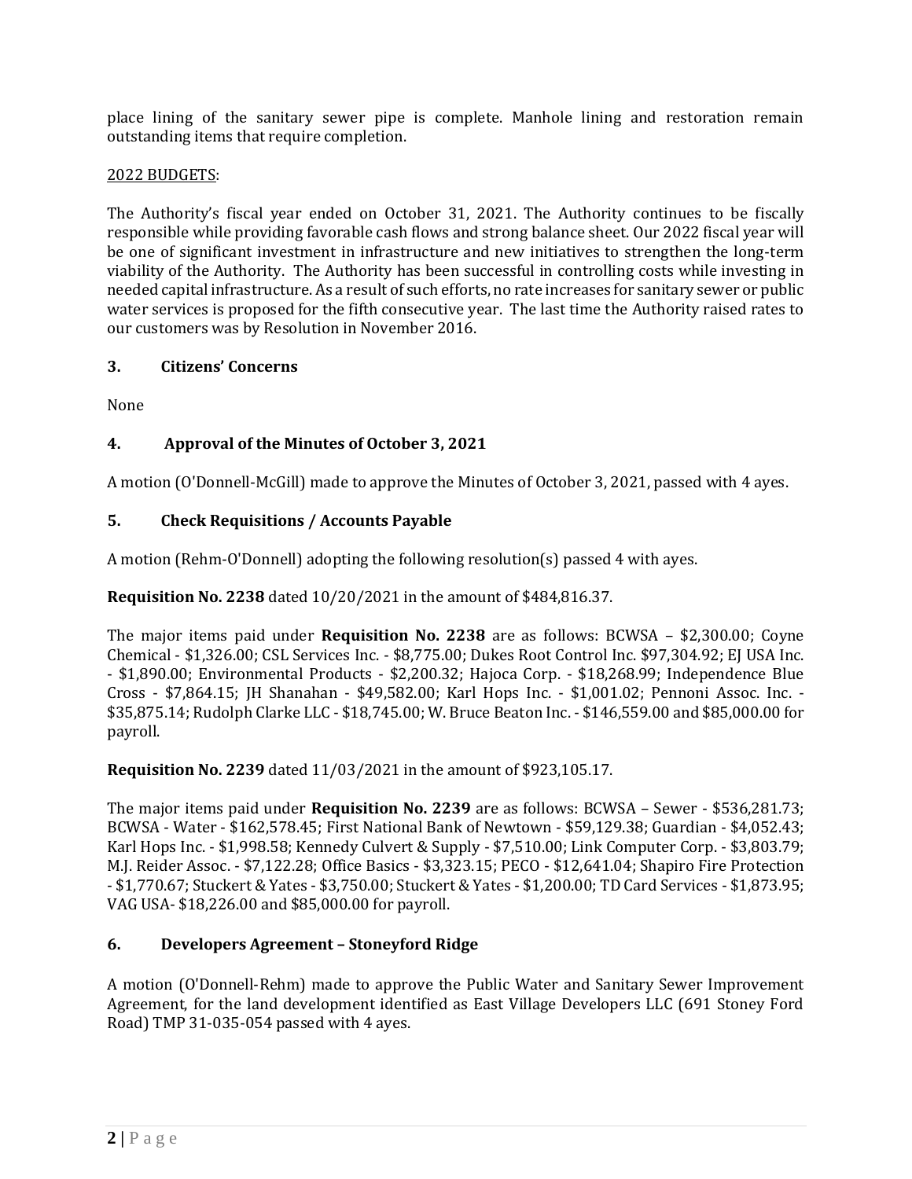place lining of the sanitary sewer pipe is complete. Manhole lining and restoration remain outstanding items that require completion.

2022 BUDGETS:

The Authority's fiscal year ended on October 31, 2021. The Authority continues to be fiscally responsible while providing favorable cash flows and strong balance sheet. Our 2022 fiscal year will be one of significant investment in infrastructure and new initiatives to strengthen the long-term viability of the Authority. The Authority has been successful in controlling costs while investing in needed capital infrastructure. As a result of such efforts, no rate increases for sanitary sewer or public water services is proposed for the fifth consecutive year. The last time the Authority raised rates to our customers was by Resolution in November 2016.

## 3. Citizens' Concerns

None

## 4. Approval of the Minutes of October 3, 2021

A motion (O'Donnell-McGill) made to approve the Minutes of October 3, 2021, passed with 4 ayes.

## 5. Check Requisitions / Accounts Payable

A motion (Rehm-O'Donnell) adopting the following resolution(s) passed 4 with ayes.

**Requisition No. 2238** dated 10/20/2021 in the amount of $484,816.37.

The major items paid under **Requisition No. 2238** are as follows: BCWSA – $2,300.00; Coyne Chemical - $1,326.00; CSL Services Inc. - $8,775.00; Dukes Root Control Inc. $97,304.92; EJ USA Inc. - $1,890.00; Environmental Products - $2,200.32; Hajoca Corp. - $18,268.99; Independence Blue Cross - $7,864.15; JH Shanahan - $49,582.00; Karl Hops Inc. - $1,001.02; Pennoni Assoc. Inc. - $35,875.14; Rudolph Clarke LLC - $18,745.00; W. Bruce Beaton Inc. - $146,559.00 and $85,000.00 for payroll.

**Requisition No. 2239** dated 11/03/2021 in the amount of $923,105.17.

The major items paid under **Requisition No. 2239** are as follows: BCWSA – Sewer - $536,281.73; BCWSA - Water - $162,578.45; First National Bank of Newtown - $59,129.38; Guardian - $4,052.43; Karl Hops Inc. - $1,998.58; Kennedy Culvert & Supply - $7,510.00; Link Computer Corp. - $3,803.79; M.J. Reider Assoc. - $7,122.28; Office Basics - $3,323.15; PECO - $12,641.04; Shapiro Fire Protection - $1,770.67; Stuckert & Yates - $3,750.00; Stuckert & Yates - $1,200.00; TD Card Services - $1,873.95; VAG USA- $18,226.00 and $85,000.00 for payroll.

## 6. Developers Agreement – Stoneyford Ridge

A motion (O'Donnell-Rehm) made to approve the Public Water and Sanitary Sewer Improvement Agreement, for the land development identified as East Village Developers LLC (691 Stoney Ford Road) TMP 31-035-054 passed with 4 ayes.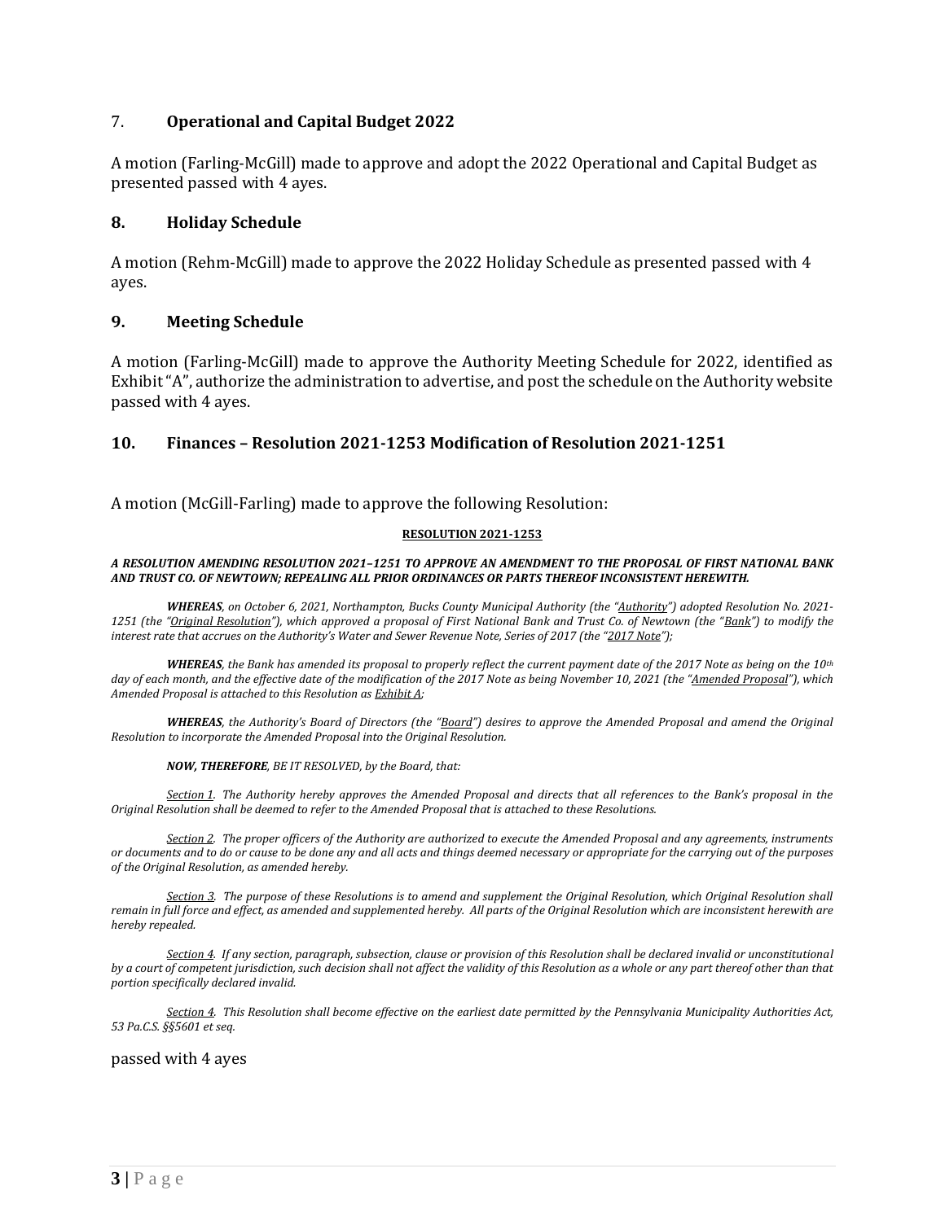## 7. Operational and Capital Budget 2022

A motion (Farling-McGill) made to approve and adopt the 2022 Operational and Capital Budget as presented passed with 4 ayes.

## 8. Holiday Schedule

A motion (Rehm-McGill) made to approve the 2022 Holiday Schedule as presented passed with 4 ayes.

## 9. Meeting Schedule

A motion (Farling-McGill) made to approve the Authority Meeting Schedule for 2022, identified as Exhibit "A", authorize the administration to advertise, and post the schedule on the Authority website passed with 4 ayes.

## 10. Finances – Resolution 2021-1253 Modification of Resolution 2021-1251

A motion (McGill-Farling) made to approve the following Resolution:

**RESOLUTION 2021-1253**

***A RESOLUTION AMENDING RESOLUTION 2021–1251 TO APPROVE AN AMENDMENT TO THE PROPOSAL OF FIRST NATIONAL BANK AND TRUST CO. OF NEWTOWN; REPEALING ALL PRIOR ORDINANCES OR PARTS THEREOF INCONSISTENT HEREWITH.***

***WHEREAS***, *on October 6, 2021, Northampton, Bucks County Municipal Authority (the "Authority") adopted Resolution No. 2021-1251 (the "Original Resolution"), which approved a proposal of First National Bank and Trust Co. of Newtown (the "Bank") to modify the interest rate that accrues on the Authority's Water and Sewer Revenue Note, Series of 2017 (the "2017 Note");*

***WHEREAS***, *the Bank has amended its proposal to properly reflect the current payment date of the 2017 Note as being on the 10th day of each month, and the effective date of the modification of the 2017 Note as being November 10, 2021 (the "Amended Proposal"), which Amended Proposal is attached to this Resolution as Exhibit A;*

***WHEREAS***, *the Authority's Board of Directors (the "Board") desires to approve the Amended Proposal and amend the Original Resolution to incorporate the Amended Proposal into the Original Resolution.*

***NOW, THEREFORE***, *BE IT RESOLVED, by the Board, that:*

*Section 1. The Authority hereby approves the Amended Proposal and directs that all references to the Bank's proposal in the Original Resolution shall be deemed to refer to the Amended Proposal that is attached to these Resolutions.*

*Section 2. The proper officers of the Authority are authorized to execute the Amended Proposal and any agreements, instruments or documents and to do or cause to be done any and all acts and things deemed necessary or appropriate for the carrying out of the purposes of the Original Resolution, as amended hereby.*

*Section 3. The purpose of these Resolutions is to amend and supplement the Original Resolution, which Original Resolution shall remain in full force and effect, as amended and supplemented hereby. All parts of the Original Resolution which are inconsistent herewith are hereby repealed.*

*Section 4. If any section, paragraph, subsection, clause or provision of this Resolution shall be declared invalid or unconstitutional by a court of competent jurisdiction, such decision shall not affect the validity of this Resolution as a whole or any part thereof other than that portion specifically declared invalid.*

*Section 4. This Resolution shall become effective on the earliest date permitted by the Pennsylvania Municipality Authorities Act, 53 Pa.C.S. §§5601 et seq.*

passed with 4 ayes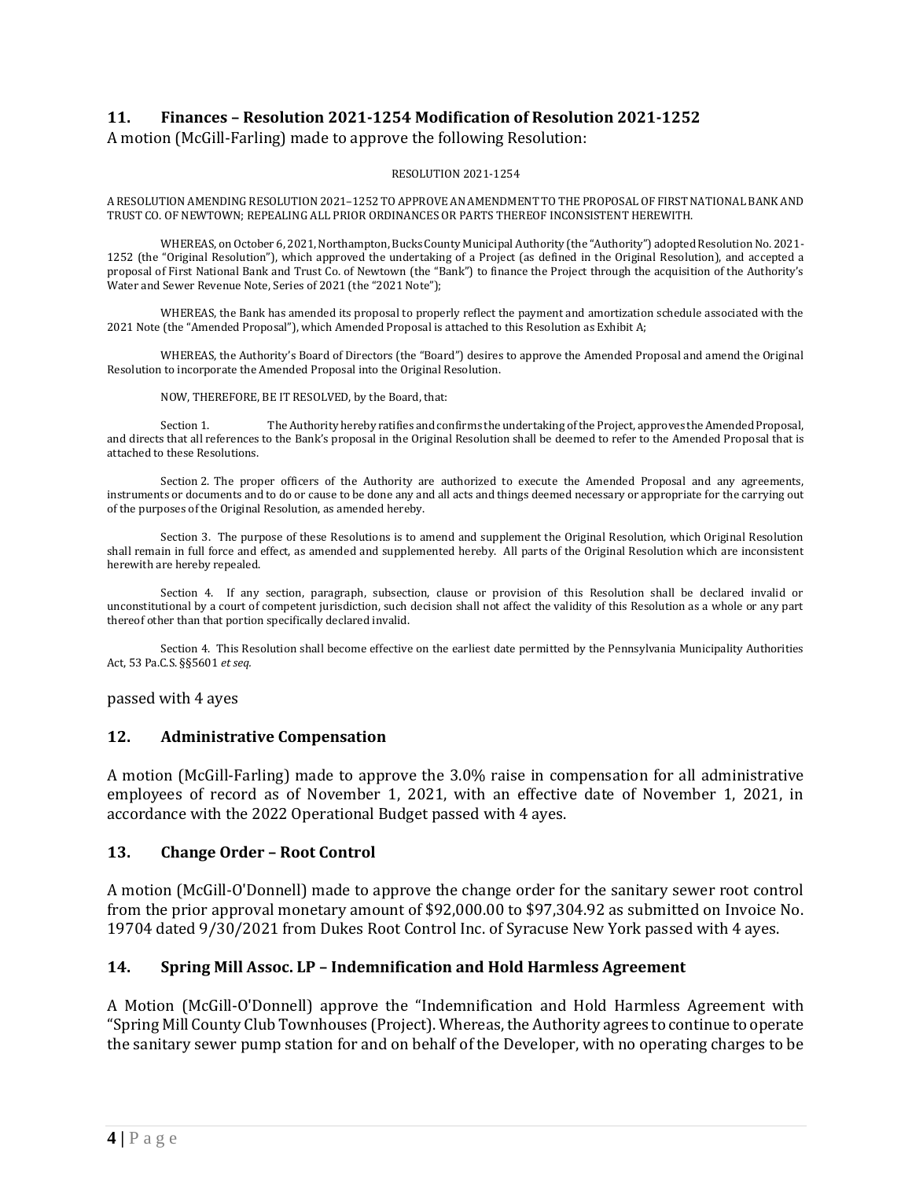## 11. Finances – Resolution 2021-1254 Modification of Resolution 2021-1252

A motion (McGill-Farling) made to approve the following Resolution:

RESOLUTION 2021-1254

A RESOLUTION AMENDING RESOLUTION 2021–1252 TO APPROVE AN AMENDMENT TO THE PROPOSAL OF FIRST NATIONAL BANK AND TRUST CO. OF NEWTOWN; REPEALING ALL PRIOR ORDINANCES OR PARTS THEREOF INCONSISTENT HEREWITH.

WHEREAS, on October 6, 2021, Northampton, Bucks County Municipal Authority (the "Authority") adopted Resolution No. 2021-1252 (the "Original Resolution"), which approved the undertaking of a Project (as defined in the Original Resolution), and accepted a proposal of First National Bank and Trust Co. of Newtown (the "Bank") to finance the Project through the acquisition of the Authority's Water and Sewer Revenue Note, Series of 2021 (the "2021 Note");

WHEREAS, the Bank has amended its proposal to properly reflect the payment and amortization schedule associated with the 2021 Note (the "Amended Proposal"), which Amended Proposal is attached to this Resolution as Exhibit A;

WHEREAS, the Authority's Board of Directors (the "Board") desires to approve the Amended Proposal and amend the Original Resolution to incorporate the Amended Proposal into the Original Resolution.

NOW, THEREFORE, BE IT RESOLVED, by the Board, that:

Section 1. The Authority hereby ratifies and confirms the undertaking of the Project, approves the Amended Proposal, and directs that all references to the Bank's proposal in the Original Resolution shall be deemed to refer to the Amended Proposal that is attached to these Resolutions.

Section 2. The proper officers of the Authority are authorized to execute the Amended Proposal and any agreements, instruments or documents and to do or cause to be done any and all acts and things deemed necessary or appropriate for the carrying out of the purposes of the Original Resolution, as amended hereby.

Section 3. The purpose of these Resolutions is to amend and supplement the Original Resolution, which Original Resolution shall remain in full force and effect, as amended and supplemented hereby. All parts of the Original Resolution which are inconsistent herewith are hereby repealed.

Section 4. If any section, paragraph, subsection, clause or provision of this Resolution shall be declared invalid or unconstitutional by a court of competent jurisdiction, such decision shall not affect the validity of this Resolution as a whole or any part thereof other than that portion specifically declared invalid.

Section 4. This Resolution shall become effective on the earliest date permitted by the Pennsylvania Municipality Authorities Act, 53 Pa.C.S. §§5601 *et seq.*

passed with 4 ayes

## 12. Administrative Compensation

A motion (McGill-Farling) made to approve the 3.0% raise in compensation for all administrative employees of record as of November 1, 2021, with an effective date of November 1, 2021, in accordance with the 2022 Operational Budget passed with 4 ayes.

## 13. Change Order – Root Control

A motion (McGill-O'Donnell) made to approve the change order for the sanitary sewer root control from the prior approval monetary amount of $92,000.00 to $97,304.92 as submitted on Invoice No. 19704 dated 9/30/2021 from Dukes Root Control Inc. of Syracuse New York passed with 4 ayes.

## 14. Spring Mill Assoc. LP – Indemnification and Hold Harmless Agreement

A Motion (McGill-O'Donnell) approve the "Indemnification and Hold Harmless Agreement with "Spring Mill County Club Townhouses (Project). Whereas, the Authority agrees to continue to operate the sanitary sewer pump station for and on behalf of the Developer, with no operating charges to be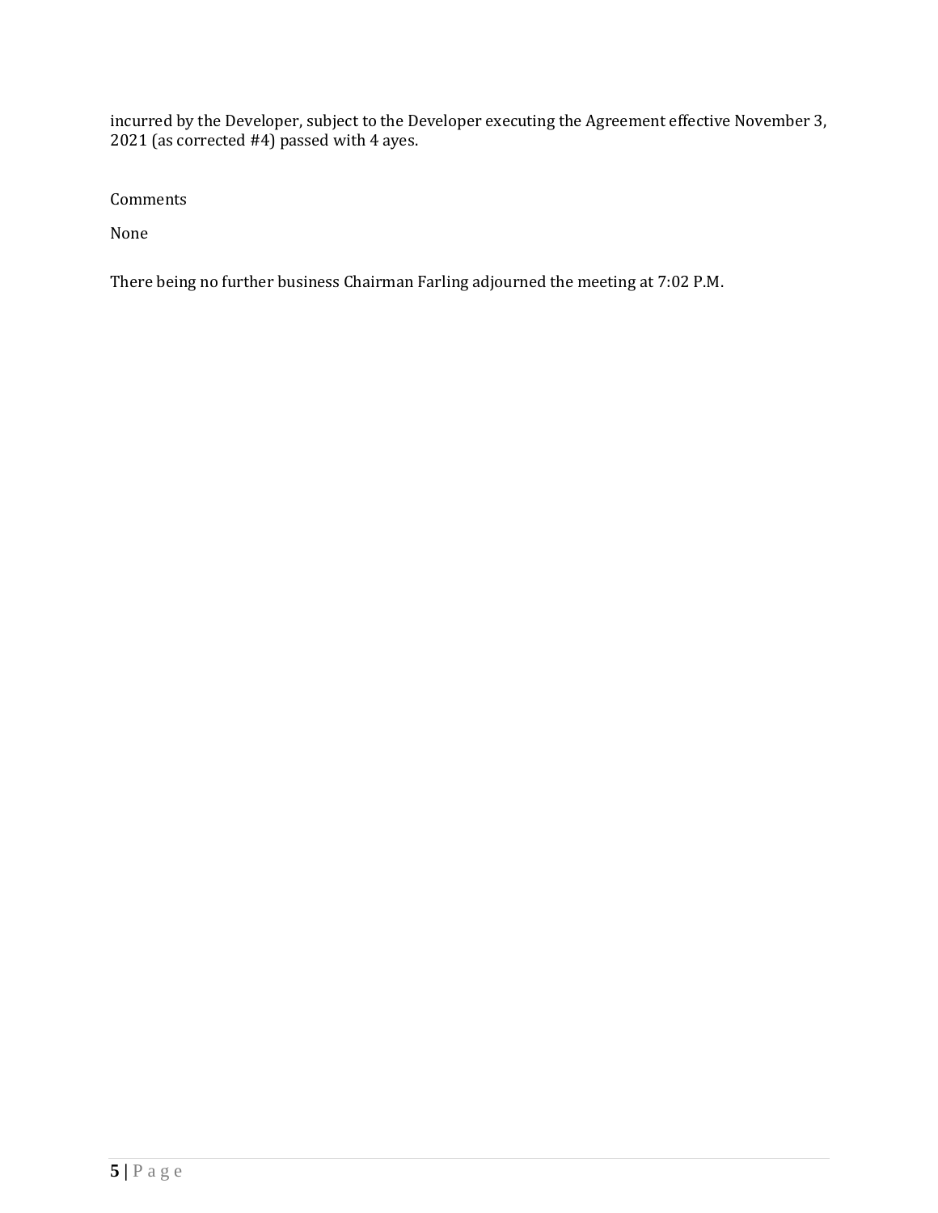incurred by the Developer, subject to the Developer executing the Agreement effective November 3, 2021 (as corrected #4) passed with 4 ayes.

Comments

None

There being no further business Chairman Farling adjourned the meeting at 7:02 P.M.